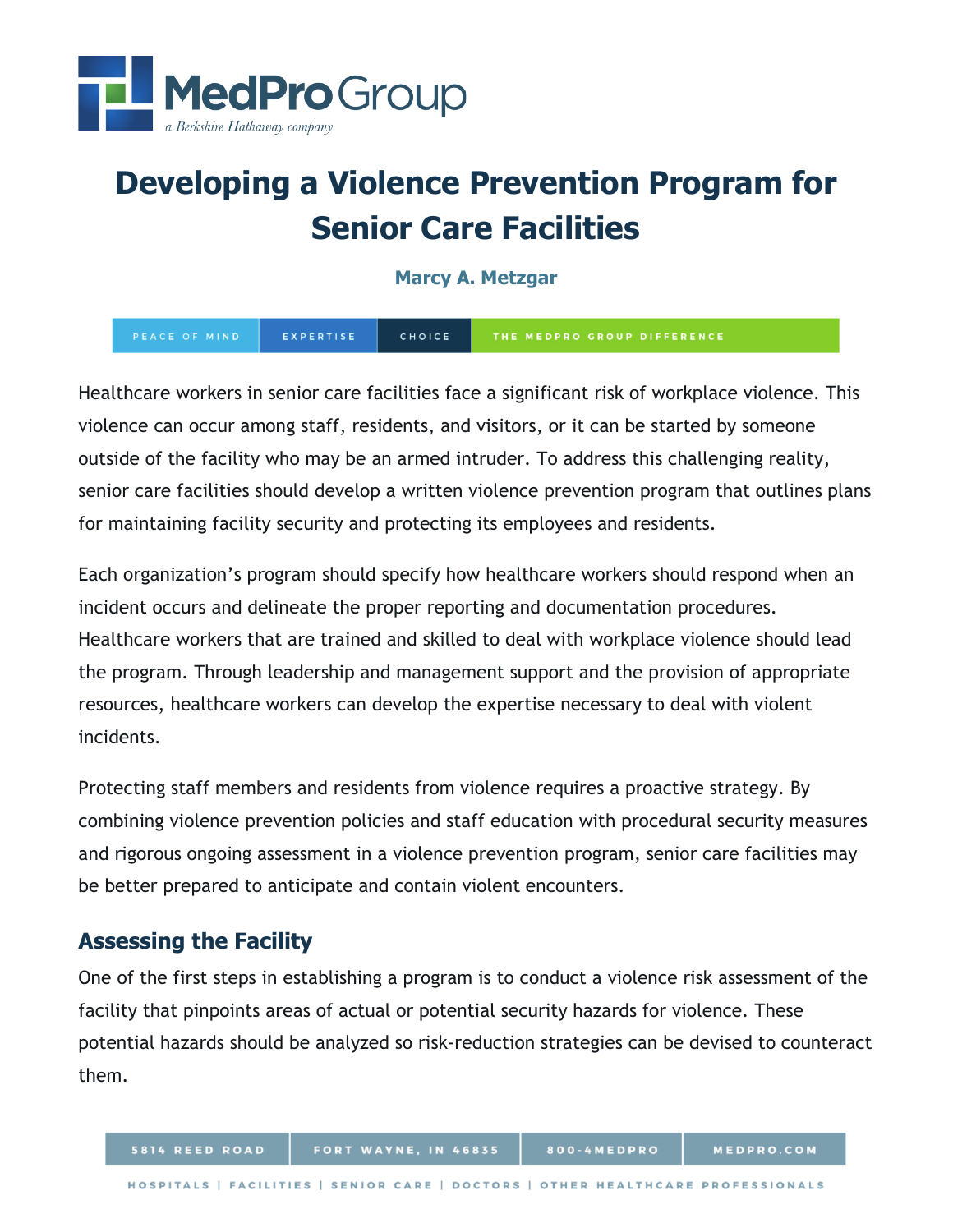# Developing a Violence Prevention Program for Senior Care Facilities

**Marcy A. Metzgar**

Healthcare workers in senior care facilities face a significant risk of workplace violence. This violence can occur among staff, residents, and visitors, or it can be started by someone outside of the facility who may be an armed intruder. To address this challenging reality, senior care facilities should develop a written violence prevention program that outlines plans for maintaining facility security and protecting its employees and residents.

Each organization's program should specify how healthcare workers should respond when an incident occurs and delineate the proper reporting and documentation procedures. Healthcare workers that are trained and skilled to deal with workplace violence should lead the program. Through leadership and management support and the provision of appropriate resources, healthcare workers can develop the expertise necessary to deal with violent incidents.

Protecting staff members and residents from violence requires a proactive strategy. By combining violence prevention policies and staff education with procedural security measures and rigorous ongoing assessment in a violence prevention program, senior care facilities may be better prepared to anticipate and contain violent encounters.

## Assessing the Facility

One of the first steps in establishing a program is to conduct a violence risk assessment of the facility that pinpoints areas of actual or potential security hazards for violence. These potential hazards should be analyzed so risk-reduction strategies can be devised to counteract them.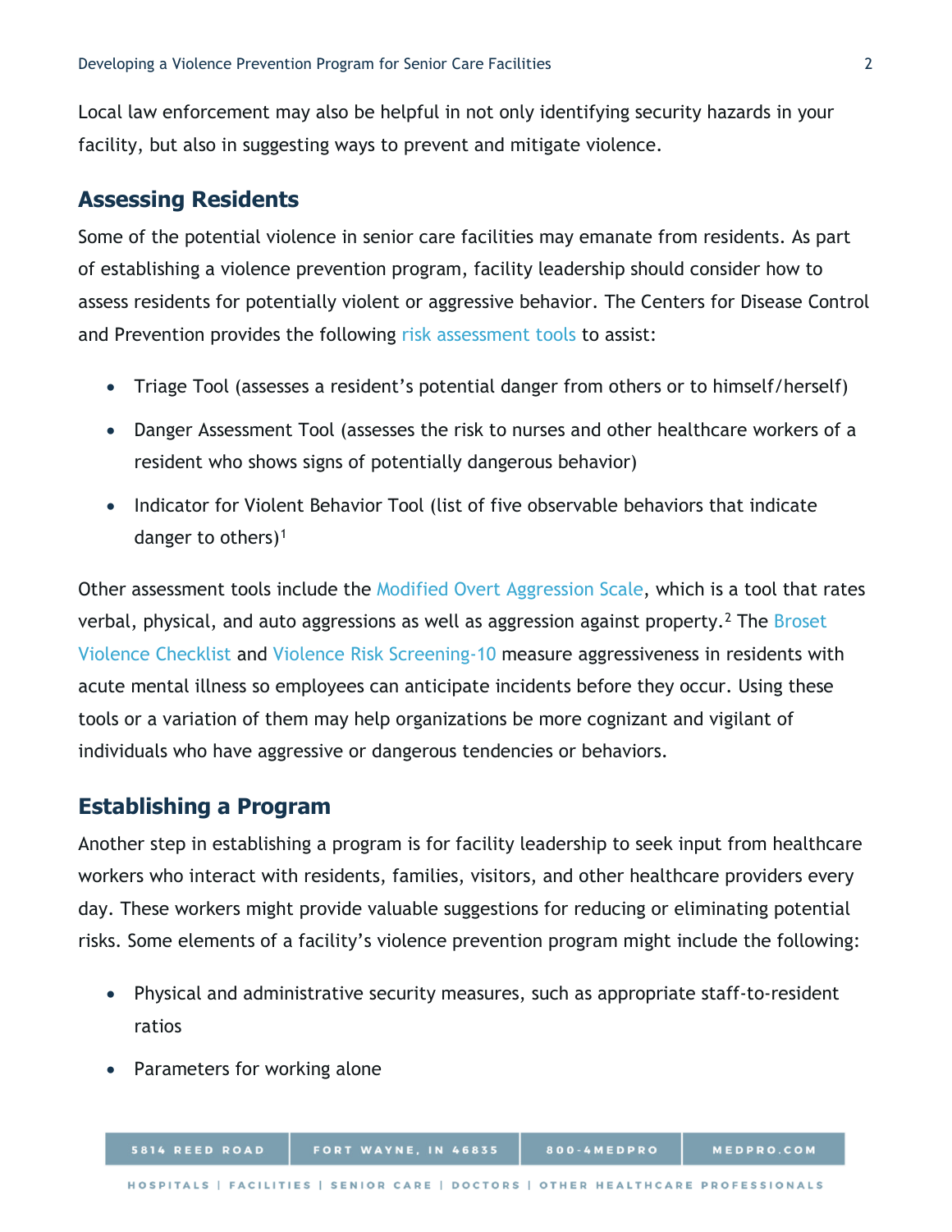Local law enforcement may also be helpful in not only identifying security hazards in your facility, but also in suggesting ways to prevent and mitigate violence.

## Assessing Residents

Some of the potential violence in senior care facilities may emanate from residents. As part of establishing a violence prevention program, facility leadership should consider how to assess residents for potentially violent or aggressive behavior. The Centers for Disease Control and Prevention provides the following risk assessment tools to assist:

- Triage Tool (assesses a resident's potential danger from others or to himself/herself)
- Danger Assessment Tool (assesses the risk to nurses and other healthcare workers of a resident who shows signs of potentially dangerous behavior)
- Indicator for Violent Behavior Tool (list of five observable behaviors that indicate danger to others)[1]

Other assessment tools include the Modified Overt Aggression Scale, which is a tool that rates verbal, physical, and auto aggressions as well as aggression against property.[2] The Broset Violence Checklist and Violence Risk Screening-10 measure aggressiveness in residents with acute mental illness so employees can anticipate incidents before they occur. Using these tools or a variation of them may help organizations be more cognizant and vigilant of individuals who have aggressive or dangerous tendencies or behaviors.

## Establishing a Program

Another step in establishing a program is for facility leadership to seek input from healthcare workers who interact with residents, families, visitors, and other healthcare providers every day. These workers might provide valuable suggestions for reducing or eliminating potential risks. Some elements of a facility's violence prevention program might include the following:

- Physical and administrative security measures, such as appropriate staff-to-resident ratios
- Parameters for working alone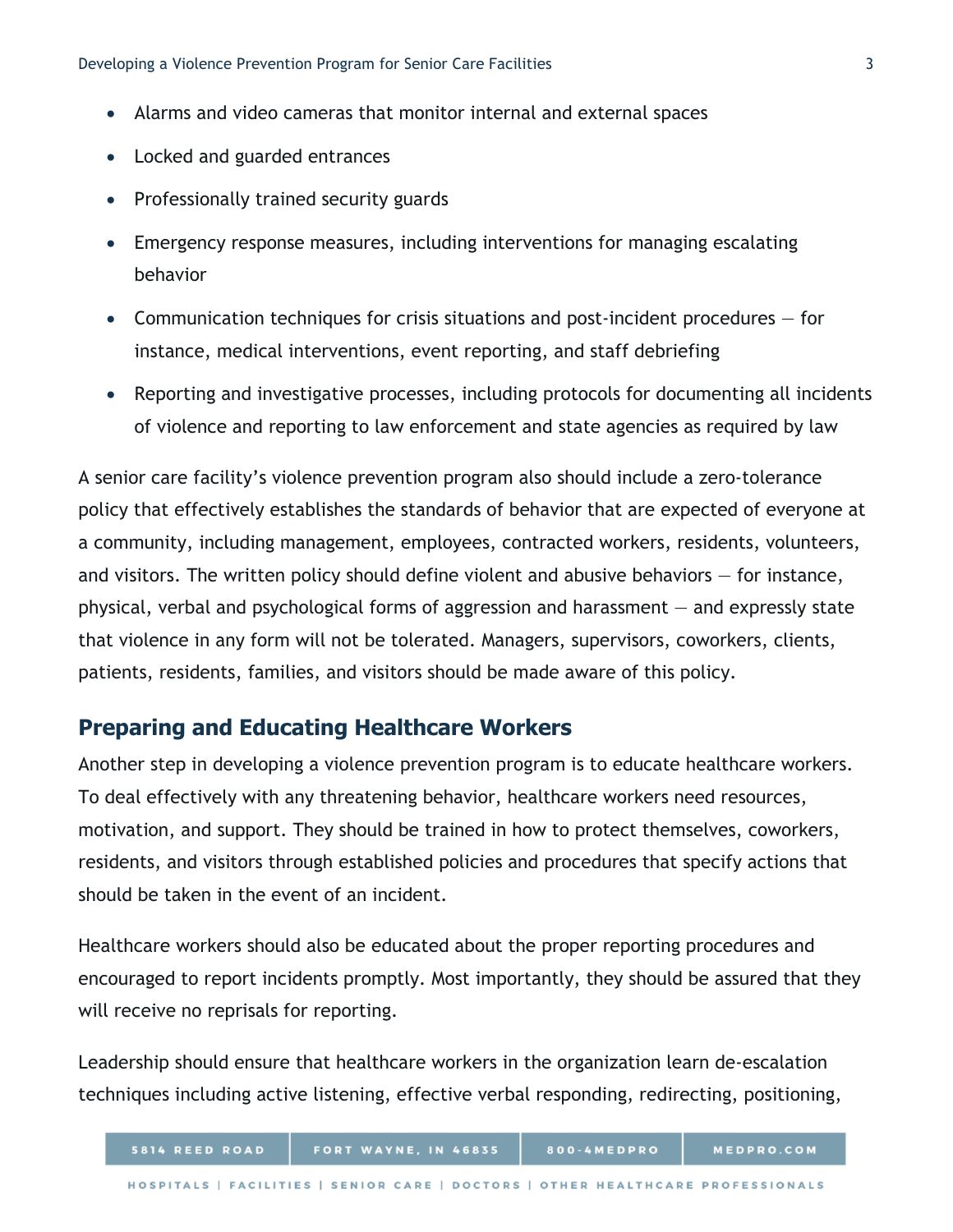- Alarms and video cameras that monitor internal and external spaces
- Locked and guarded entrances
- Professionally trained security guards
- Emergency response measures, including interventions for managing escalating behavior
- Communication techniques for crisis situations and post-incident procedures — for instance, medical interventions, event reporting, and staff debriefing
- Reporting and investigative processes, including protocols for documenting all incidents of violence and reporting to law enforcement and state agencies as required by law

A senior care facility's violence prevention program also should include a zero-tolerance policy that effectively establishes the standards of behavior that are expected of everyone at a community, including management, employees, contracted workers, residents, volunteers, and visitors. The written policy should define violent and abusive behaviors — for instance, physical, verbal and psychological forms of aggression and harassment — and expressly state that violence in any form will not be tolerated. Managers, supervisors, coworkers, clients, patients, residents, families, and visitors should be made aware of this policy.

## Preparing and Educating Healthcare Workers

Another step in developing a violence prevention program is to educate healthcare workers. To deal effectively with any threatening behavior, healthcare workers need resources, motivation, and support. They should be trained in how to protect themselves, coworkers, residents, and visitors through established policies and procedures that specify actions that should be taken in the event of an incident.

Healthcare workers should also be educated about the proper reporting procedures and encouraged to report incidents promptly. Most importantly, they should be assured that they will receive no reprisals for reporting.

Leadership should ensure that healthcare workers in the organization learn de-escalation techniques including active listening, effective verbal responding, redirecting, positioning,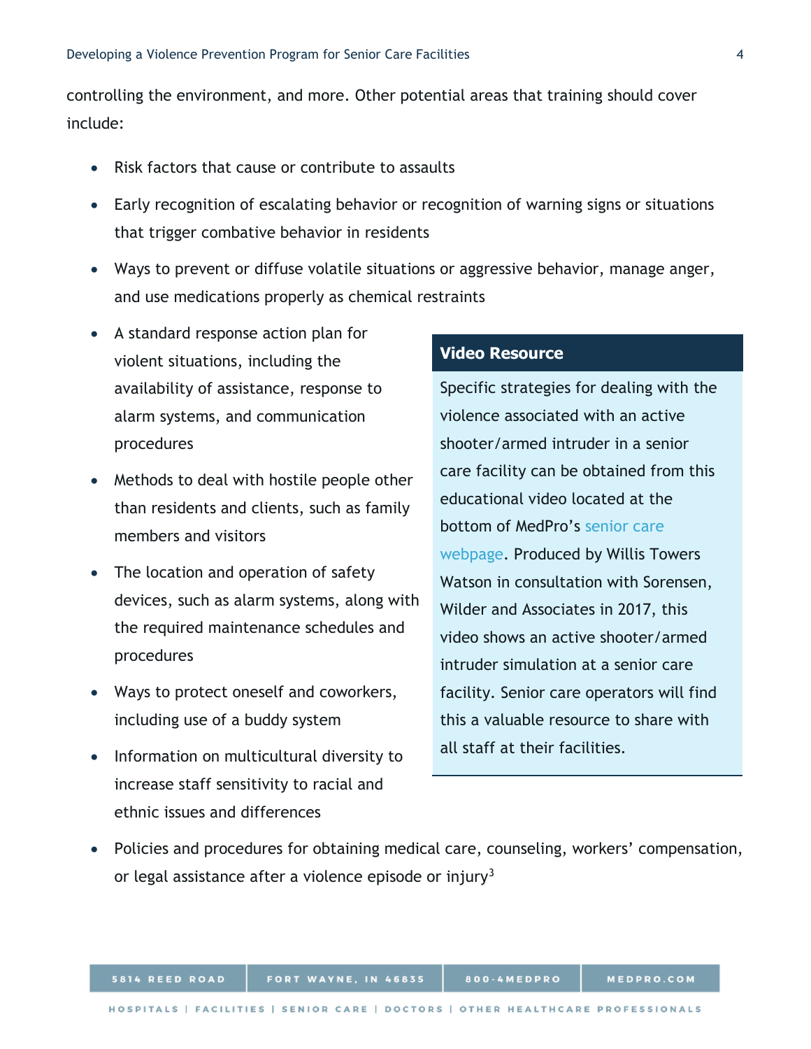controlling the environment, and more. Other potential areas that training should cover include:

- Risk factors that cause or contribute to assaults
- Early recognition of escalating behavior or recognition of warning signs or situations that trigger combative behavior in residents
- Ways to prevent or diffuse volatile situations or aggressive behavior, manage anger, and use medications properly as chemical restraints
- A standard response action plan for violent situations, including the availability of assistance, response to alarm systems, and communication procedures
- Methods to deal with hostile people other than residents and clients, such as family members and visitors
- The location and operation of safety devices, such as alarm systems, along with the required maintenance schedules and procedures
- Ways to protect oneself and coworkers, including use of a buddy system
- Information on multicultural diversity to increase staff sensitivity to racial and ethnic issues and differences
- Policies and procedures for obtaining medical care, counseling, workers' compensation, or legal assistance after a violence episode or injury[3]

**Video Resource**

Specific strategies for dealing with the violence associated with an active shooter/armed intruder in a senior care facility can be obtained from this educational video located at the bottom of MedPro's senior care webpage. Produced by Willis Towers Watson in consultation with Sorensen, Wilder and Associates in 2017, this video shows an active shooter/armed intruder simulation at a senior care facility. Senior care operators will find this a valuable resource to share with all staff at their facilities.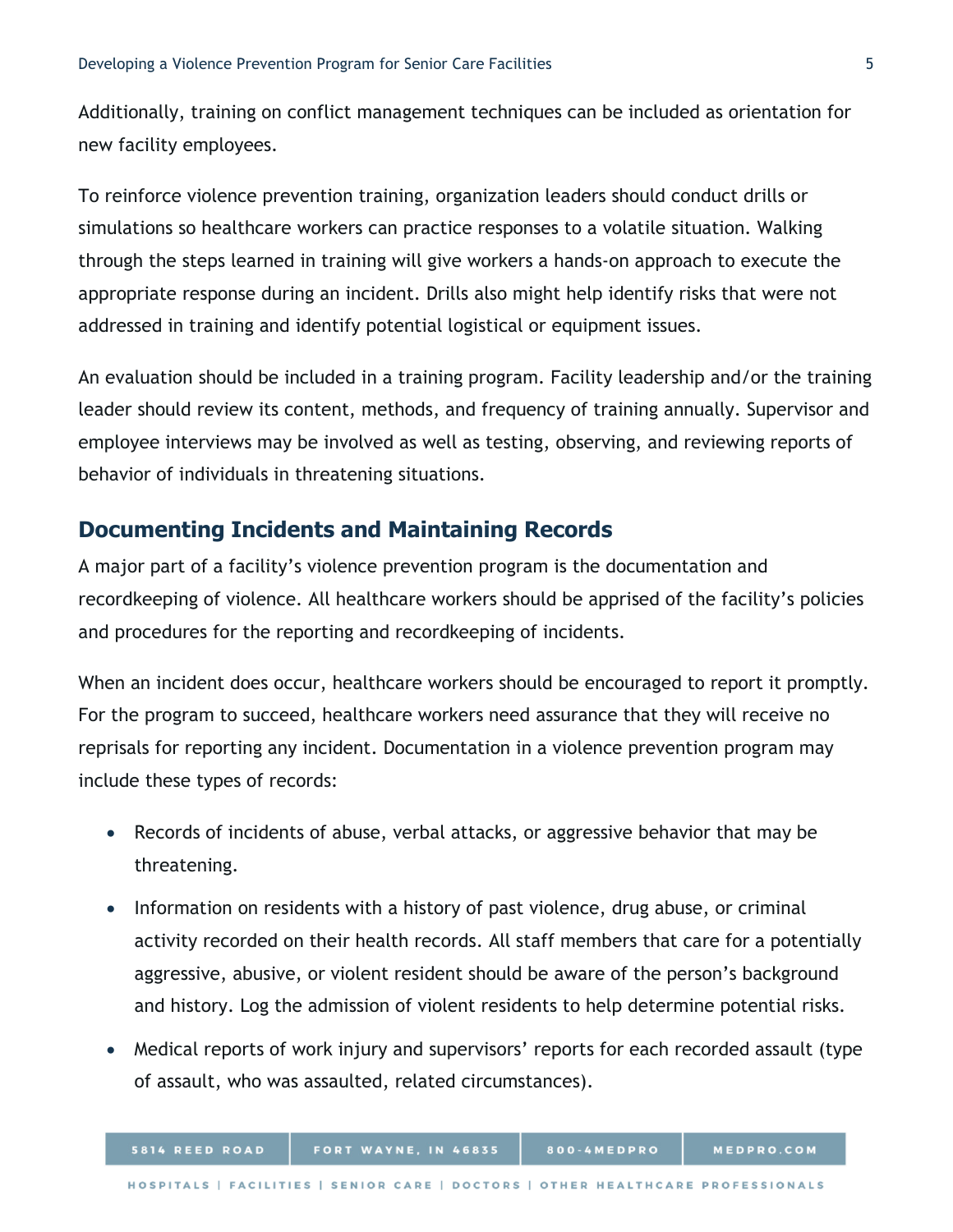Additionally, training on conflict management techniques can be included as orientation for new facility employees.

To reinforce violence prevention training, organization leaders should conduct drills or simulations so healthcare workers can practice responses to a volatile situation. Walking through the steps learned in training will give workers a hands-on approach to execute the appropriate response during an incident. Drills also might help identify risks that were not addressed in training and identify potential logistical or equipment issues.

An evaluation should be included in a training program. Facility leadership and/or the training leader should review its content, methods, and frequency of training annually. Supervisor and employee interviews may be involved as well as testing, observing, and reviewing reports of behavior of individuals in threatening situations.

## Documenting Incidents and Maintaining Records

A major part of a facility's violence prevention program is the documentation and recordkeeping of violence. All healthcare workers should be apprised of the facility's policies and procedures for the reporting and recordkeeping of incidents.

When an incident does occur, healthcare workers should be encouraged to report it promptly. For the program to succeed, healthcare workers need assurance that they will receive no reprisals for reporting any incident. Documentation in a violence prevention program may include these types of records:

- Records of incidents of abuse, verbal attacks, or aggressive behavior that may be threatening.
- Information on residents with a history of past violence, drug abuse, or criminal activity recorded on their health records. All staff members that care for a potentially aggressive, abusive, or violent resident should be aware of the person's background and history. Log the admission of violent residents to help determine potential risks.
- Medical reports of work injury and supervisors' reports for each recorded assault (type of assault, who was assaulted, related circumstances).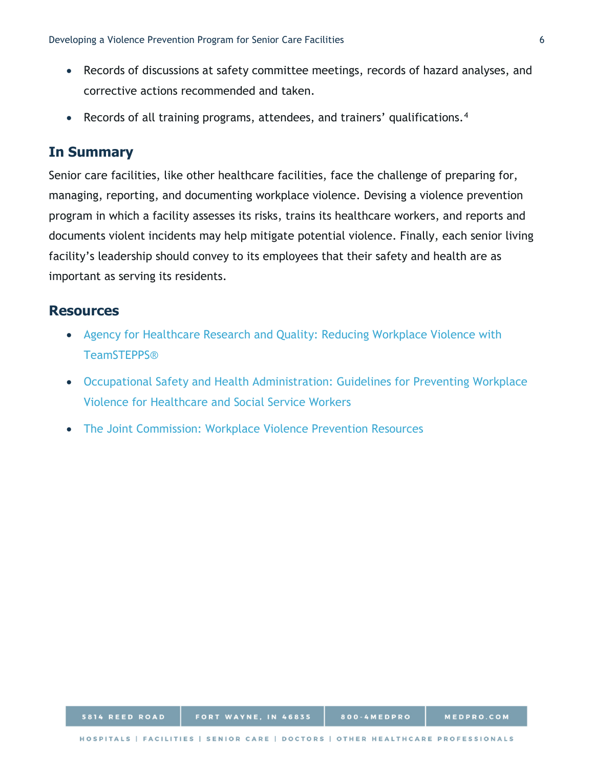- Records of discussions at safety committee meetings, records of hazard analyses, and corrective actions recommended and taken.
- Records of all training programs, attendees, and trainers' qualifications.[4]

## In Summary

Senior care facilities, like other healthcare facilities, face the challenge of preparing for, managing, reporting, and documenting workplace violence. Devising a violence prevention program in which a facility assesses its risks, trains its healthcare workers, and reports and documents violent incidents may help mitigate potential violence. Finally, each senior living facility's leadership should convey to its employees that their safety and health are as important as serving its residents.

## Resources

- Agency for Healthcare Research and Quality: Reducing Workplace Violence with TeamSTEPPS®
- Occupational Safety and Health Administration: Guidelines for Preventing Workplace Violence for Healthcare and Social Service Workers
- The Joint Commission: Workplace Violence Prevention Resources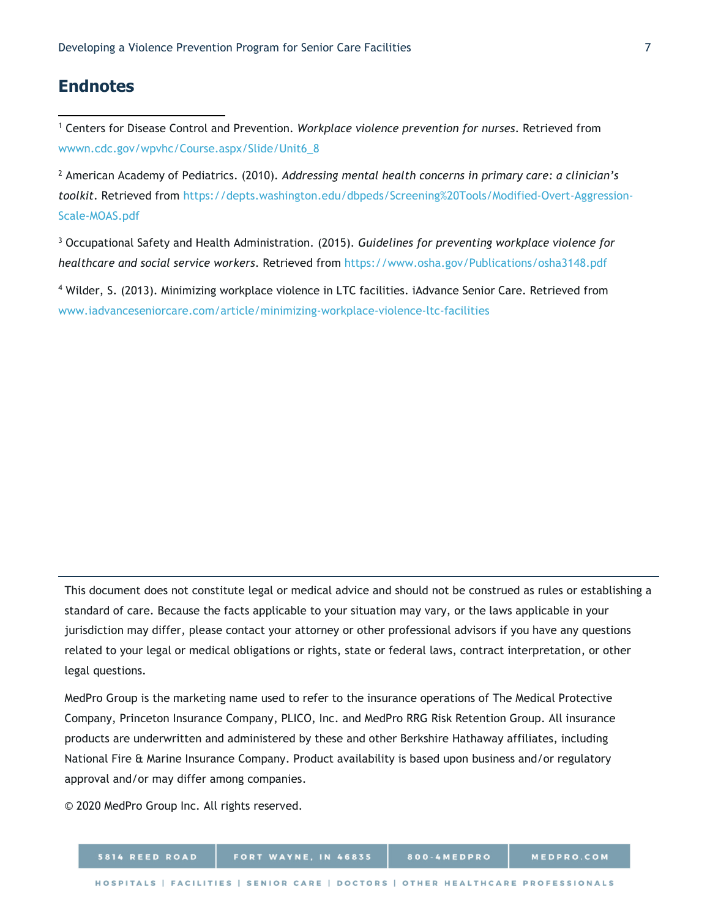## Endnotes

[1] Centers for Disease Control and Prevention. *Workplace violence prevention for nurses*. Retrieved from wwwn.cdc.gov/wpvhc/Course.aspx/Slide/Unit6_8

[2] American Academy of Pediatrics. (2010). *Addressing mental health concerns in primary care: a clinician's toolkit*. Retrieved from https://depts.washington.edu/dbpeds/Screening%20Tools/Modified-Overt-Aggression-Scale-MOAS.pdf

[3] Occupational Safety and Health Administration. (2015). *Guidelines for preventing workplace violence for healthcare and social service workers*. Retrieved from https://www.osha.gov/Publications/osha3148.pdf

[4] Wilder, S. (2013). Minimizing workplace violence in LTC facilities. iAdvance Senior Care. Retrieved from www.iadvanceseniorcare.com/article/minimizing-workplace-violence-ltc-facilities

---

This document does not constitute legal or medical advice and should not be construed as rules or establishing a standard of care. Because the facts applicable to your situation may vary, or the laws applicable in your jurisdiction may differ, please contact your attorney or other professional advisors if you have any questions related to your legal or medical obligations or rights, state or federal laws, contract interpretation, or other legal questions.

MedPro Group is the marketing name used to refer to the insurance operations of The Medical Protective Company, Princeton Insurance Company, PLICO, Inc. and MedPro RRG Risk Retention Group. All insurance products are underwritten and administered by these and other Berkshire Hathaway affiliates, including National Fire & Marine Insurance Company. Product availability is based upon business and/or regulatory approval and/or may differ among companies.

© 2020 MedPro Group Inc. All rights reserved.

5814 REED ROAD | FORT WAYNE, IN 46835 | 800-4MEDPRO | MEDPRO.COM

HOSPITALS | FACILITIES | SENIOR CARE | DOCTORS | OTHER HEALTHCARE PROFESSIONALS